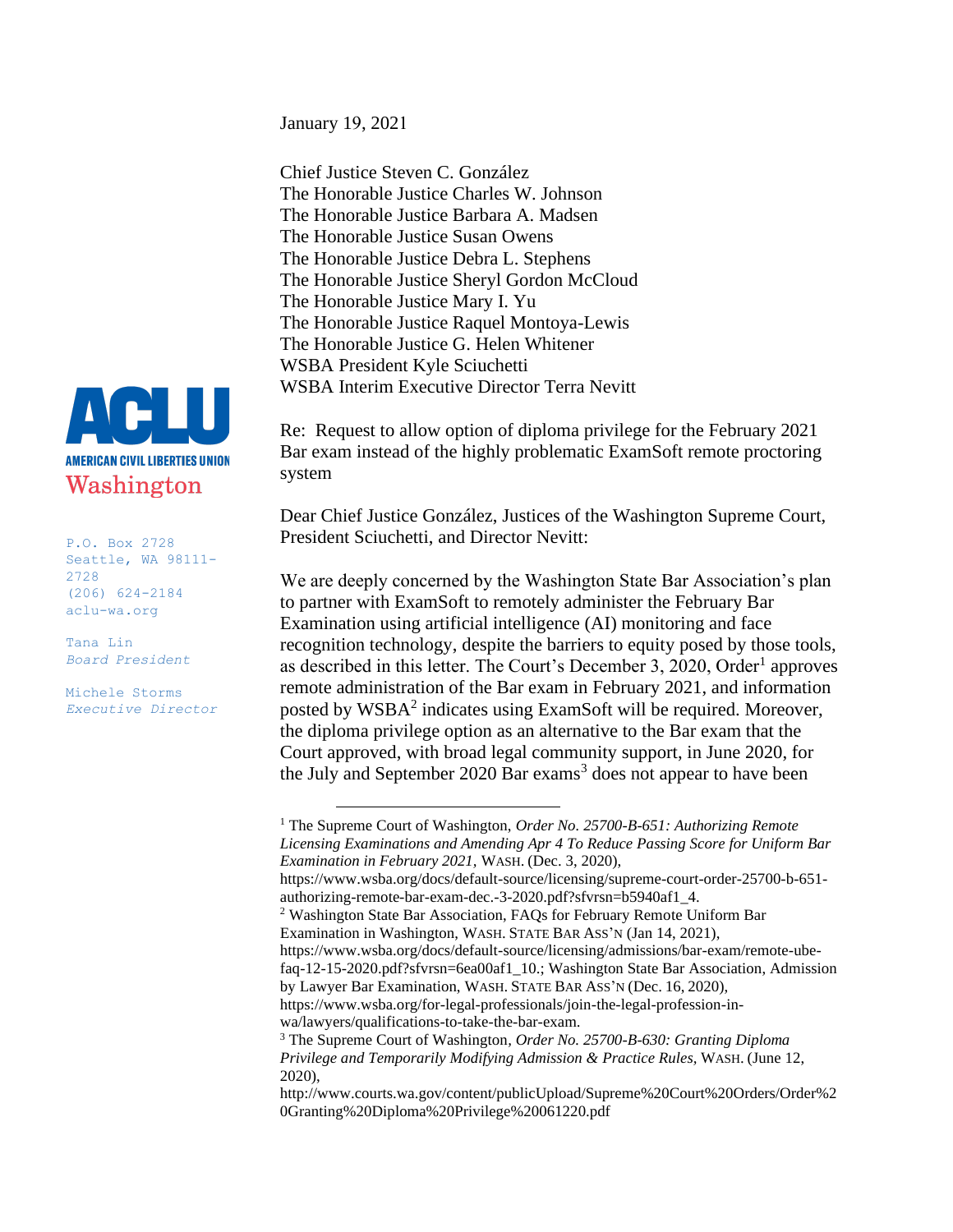January 19, 2021

Chief Justice Steven C. González
The Honorable Justice Charles W. Johnson
The Honorable Justice Barbara A. Madsen
The Honorable Justice Susan Owens
The Honorable Justice Debra L. Stephens
The Honorable Justice Sheryl Gordon McCloud
The Honorable Justice Mary I. Yu
The Honorable Justice Raquel Montoya-Lewis
The Honorable Justice G. Helen Whitener
WSBA President Kyle Sciuchetti
WSBA Interim Executive Director Terra Nevitt

**ACLU**
**AMERICAN CIVIL LIBERTIES UNION**
Washington

P.O. Box 2728
Seattle, WA 98111-2728
(206) 624-2184
aclu-wa.org

Tana Lin
*Board President*

Michele Storms
*Executive Director*

Re: Request to allow option of diploma privilege for the February 2021 Bar exam instead of the highly problematic ExamSoft remote proctoring system

Dear Chief Justice González, Justices of the Washington Supreme Court, President Sciuchetti, and Director Nevitt:

We are deeply concerned by the Washington State Bar Association's plan to partner with ExamSoft to remotely administer the February Bar Examination using artificial intelligence (AI) monitoring and face recognition technology, despite the barriers to equity posed by those tools, as described in this letter. The Court's December 3, 2020, Order[1] approves remote administration of the Bar exam in February 2021, and information posted by WSBA[2] indicates using ExamSoft will be required. Moreover, the diploma privilege option as an alternative to the Bar exam that the Court approved, with broad legal community support, in June 2020, for the July and September 2020 Bar exams[3] does not appear to have been

---

[1] The Supreme Court of Washington, *Order No. 25700-B-651: Authorizing Remote Licensing Examinations and Amending Apr 4 To Reduce Passing Score for Uniform Bar Examination in February 2021,* WASH. (Dec. 3, 2020), https://www.wsba.org/docs/default-source/licensing/supreme-court-order-25700-b-651-authorizing-remote-bar-exam-dec.-3-2020.pdf?sfvrsn=b5940af1_4.

[2] Washington State Bar Association, FAQs for February Remote Uniform Bar Examination in Washington, WASH. STATE BAR ASS'N (Jan 14, 2021), https://www.wsba.org/docs/default-source/licensing/admissions/bar-exam/remote-ube-faq-12-15-2020.pdf?sfvrsn=6ea00af1_10.; Washington State Bar Association, Admission by Lawyer Bar Examination, WASH. STATE BAR ASS'N (Dec. 16, 2020), https://www.wsba.org/for-legal-professionals/join-the-legal-profession-in-wa/lawyers/qualifications-to-take-the-bar-exam.

[3] The Supreme Court of Washington, *Order No. 25700-B-630: Granting Diploma Privilege and Temporarily Modifying Admission & Practice Rules,* WASH. (June 12, 2020), http://www.courts.wa.gov/content/publicUpload/Supreme%20Court%20Orders/Order%20Granting%20Diploma%20Privilege%20061220.pdf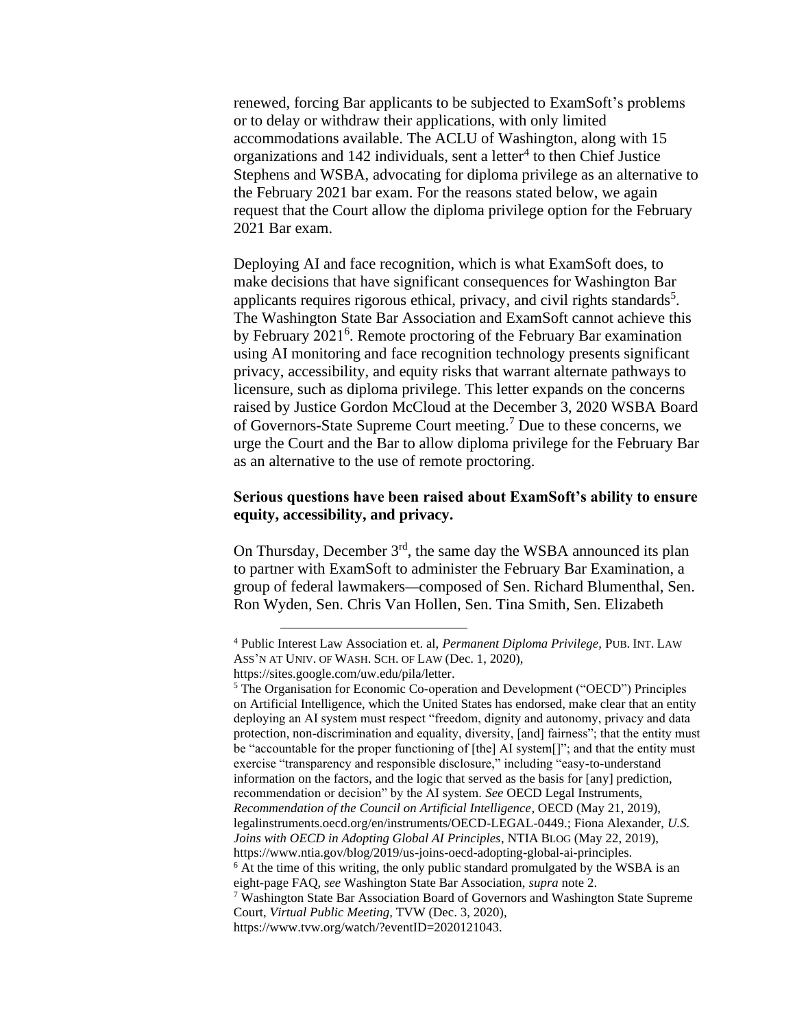renewed, forcing Bar applicants to be subjected to ExamSoft's problems or to delay or withdraw their applications, with only limited accommodations available. The ACLU of Washington, along with 15 organizations and 142 individuals, sent a letter[4] to then Chief Justice Stephens and WSBA, advocating for diploma privilege as an alternative to the February 2021 bar exam. For the reasons stated below, we again request that the Court allow the diploma privilege option for the February 2021 Bar exam.

Deploying AI and face recognition, which is what ExamSoft does, to make decisions that have significant consequences for Washington Bar applicants requires rigorous ethical, privacy, and civil rights standards[5]. The Washington State Bar Association and ExamSoft cannot achieve this by February 2021[6]. Remote proctoring of the February Bar examination using AI monitoring and face recognition technology presents significant privacy, accessibility, and equity risks that warrant alternate pathways to licensure, such as diploma privilege. This letter expands on the concerns raised by Justice Gordon McCloud at the December 3, 2020 WSBA Board of Governors-State Supreme Court meeting.[7] Due to these concerns, we urge the Court and the Bar to allow diploma privilege for the February Bar as an alternative to the use of remote proctoring.

**Serious questions have been raised about ExamSoft's ability to ensure equity, accessibility, and privacy.**

On Thursday, December 3rd, the same day the WSBA announced its plan to partner with ExamSoft to administer the February Bar Examination, a group of federal lawmakers—composed of Sen. Richard Blumenthal, Sen. Ron Wyden, Sen. Chris Van Hollen, Sen. Tina Smith, Sen. Elizabeth

---

[4] Public Interest Law Association et. al, *Permanent Diploma Privilege,* PUB. INT. LAW ASS'N AT UNIV. OF WASH. SCH. OF LAW (Dec. 1, 2020), https://sites.google.com/uw.edu/pila/letter.

[5] The Organisation for Economic Co-operation and Development ("OECD") Principles on Artificial Intelligence, which the United States has endorsed, make clear that an entity deploying an AI system must respect "freedom, dignity and autonomy, privacy and data protection, non-discrimination and equality, diversity, [and] fairness"; that the entity must be "accountable for the proper functioning of [the] AI system[]"; and that the entity must exercise "transparency and responsible disclosure," including "easy-to-understand information on the factors, and the logic that served as the basis for [any] prediction, recommendation or decision" by the AI system. *See* OECD Legal Instruments, *Recommendation of the Council on Artificial Intelligence*, OECD (May 21, 2019), legalinstruments.oecd.org/en/instruments/OECD-LEGAL-0449.; Fiona Alexander, *U.S. Joins with OECD in Adopting Global AI Principles*, NTIA BLOG (May 22, 2019), https://www.ntia.gov/blog/2019/us-joins-oecd-adopting-global-ai-principles.

[6] At the time of this writing, the only public standard promulgated by the WSBA is an eight-page FAQ, *see* Washington State Bar Association, *supra* note 2.

[7] Washington State Bar Association Board of Governors and Washington State Supreme Court, *Virtual Public Meeting,* TVW (Dec. 3, 2020), https://www.tvw.org/watch/?eventID=2020121043.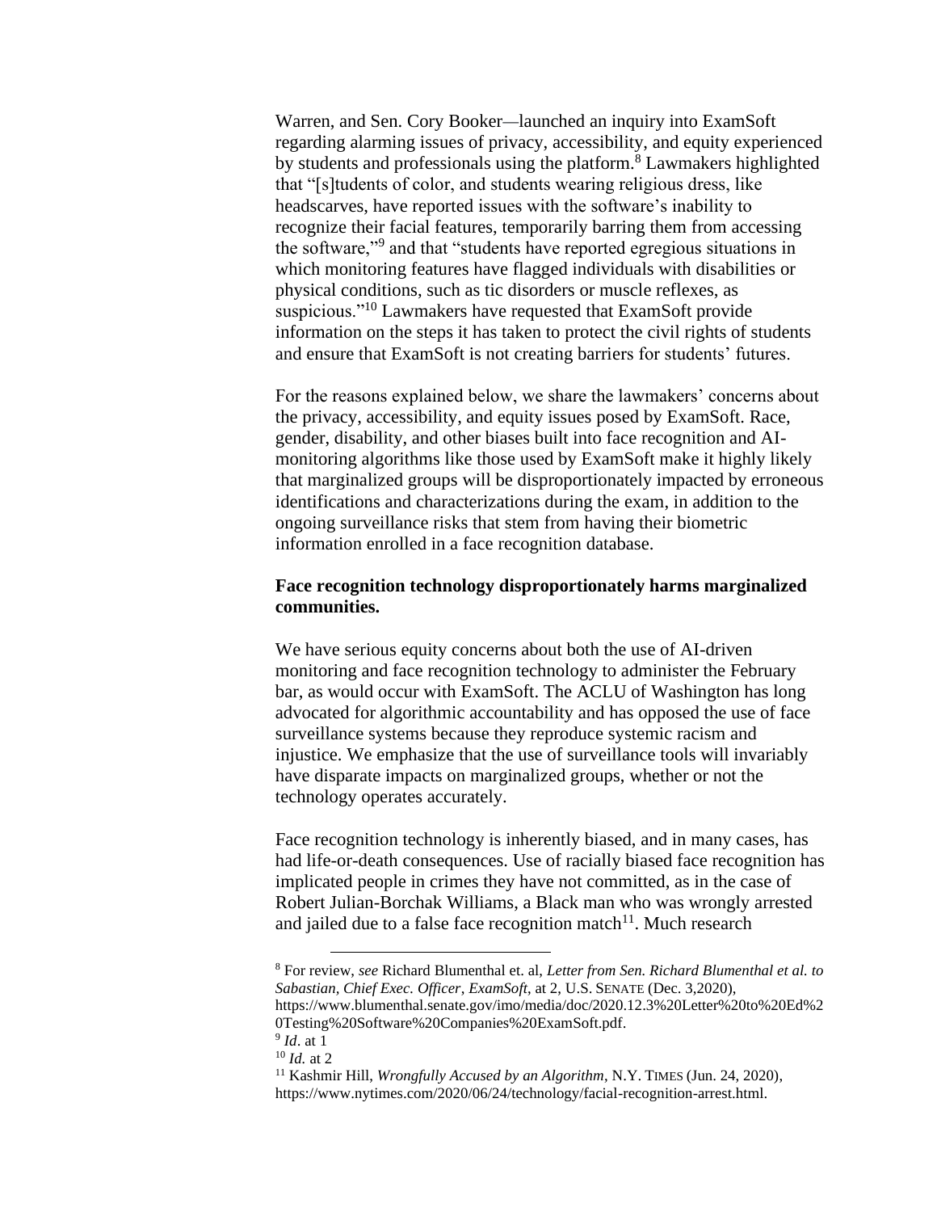Warren, and Sen. Cory Booker—launched an inquiry into ExamSoft regarding alarming issues of privacy, accessibility, and equity experienced by students and professionals using the platform.[8] Lawmakers highlighted that "[s]tudents of color, and students wearing religious dress, like headscarves, have reported issues with the software's inability to recognize their facial features, temporarily barring them from accessing the software,"[9] and that "students have reported egregious situations in which monitoring features have flagged individuals with disabilities or physical conditions, such as tic disorders or muscle reflexes, as suspicious."[10] Lawmakers have requested that ExamSoft provide information on the steps it has taken to protect the civil rights of students and ensure that ExamSoft is not creating barriers for students' futures.

For the reasons explained below, we share the lawmakers' concerns about the privacy, accessibility, and equity issues posed by ExamSoft. Race, gender, disability, and other biases built into face recognition and AI-monitoring algorithms like those used by ExamSoft make it highly likely that marginalized groups will be disproportionately impacted by erroneous identifications and characterizations during the exam, in addition to the ongoing surveillance risks that stem from having their biometric information enrolled in a face recognition database.

**Face recognition technology disproportionately harms marginalized communities.**

We have serious equity concerns about both the use of AI-driven monitoring and face recognition technology to administer the February bar, as would occur with ExamSoft. The ACLU of Washington has long advocated for algorithmic accountability and has opposed the use of face surveillance systems because they reproduce systemic racism and injustice. We emphasize that the use of surveillance tools will invariably have disparate impacts on marginalized groups, whether or not the technology operates accurately.

Face recognition technology is inherently biased, and in many cases, has had life-or-death consequences. Use of racially biased face recognition has implicated people in crimes they have not committed, as in the case of Robert Julian-Borchak Williams, a Black man who was wrongly arrested and jailed due to a false face recognition match[11]. Much research

---

[8] For review, *see* Richard Blumenthal et. al, *Letter from Sen. Richard Blumenthal et al. to Sabastian, Chief Exec. Officer, ExamSoft*, at 2, U.S. SENATE (Dec. 3,2020), https://www.blumenthal.senate.gov/imo/media/doc/2020.12.3%20Letter%20to%20Ed%20Testing%20Software%20Companies%20ExamSoft.pdf.

[9] *Id*. at 1

[10] *Id.* at 2

[11] Kashmir Hill, *Wrongfully Accused by an Algorithm*, N.Y. TIMES (Jun. 24, 2020), https://www.nytimes.com/2020/06/24/technology/facial-recognition-arrest.html.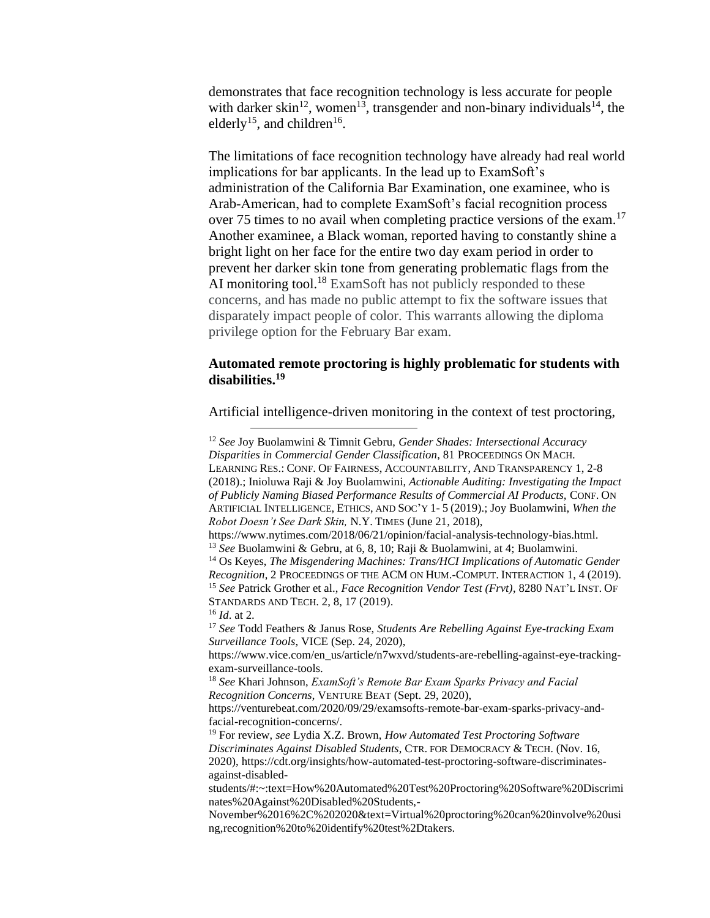demonstrates that face recognition technology is less accurate for people with darker skin[12], women[13], transgender and non-binary individuals[14], the elderly[15], and children[16].

The limitations of face recognition technology have already had real world implications for bar applicants. In the lead up to ExamSoft's administration of the California Bar Examination, one examinee, who is Arab-American, had to complete ExamSoft's facial recognition process over 75 times to no avail when completing practice versions of the exam.[17] Another examinee, a Black woman, reported having to constantly shine a bright light on her face for the entire two day exam period in order to prevent her darker skin tone from generating problematic flags from the AI monitoring tool.[18] ExamSoft has not publicly responded to these concerns, and has made no public attempt to fix the software issues that disparately impact people of color. This warrants allowing the diploma privilege option for the February Bar exam.

**Automated remote proctoring is highly problematic for students with disabilities.[19]**

Artificial intelligence-driven monitoring in the context of test proctoring,

---

[12] *See* Joy Buolamwini & Timnit Gebru, *Gender Shades: Intersectional Accuracy Disparities in Commercial Gender Classification*, 81 PROCEEDINGS ON MACH. LEARNING RES.: CONF. OF FAIRNESS, ACCOUNTABILITY, AND TRANSPARENCY 1, 2-8 (2018).; Inioluwa Raji & Joy Buolamwini, *Actionable Auditing: Investigating the Impact of Publicly Naming Biased Performance Results of Commercial AI Products,* CONF. ON ARTIFICIAL INTELLIGENCE, ETHICS, AND SOC'Y 1- 5 (2019).; Joy Buolamwini, *When the Robot Doesn't See Dark Skin,* N.Y. TIMES (June 21, 2018), https://www.nytimes.com/2018/06/21/opinion/facial-analysis-technology-bias.html.

[13] *See* Buolamwini & Gebru, at 6, 8, 10; Raji & Buolamwini, at 4; Buolamwini.

[14] Os Keyes, *The Misgendering Machines: Trans/HCI Implications of Automatic Gender Recognition*, 2 PROCEEDINGS OF THE ACM ON HUM.-COMPUT. INTERACTION 1, 4 (2019).

[15] *See* Patrick Grother et al., *Face Recognition Vendor Test (Frvt)*, 8280 NAT'L INST. OF STANDARDS AND TECH. 2, 8, 17 (2019).

[16] *Id*. at 2.

[17] *See* Todd Feathers & Janus Rose, *Students Are Rebelling Against Eye-tracking Exam Surveillance Tools*, VICE (Sep. 24, 2020), https://www.vice.com/en_us/article/n7wxvd/students-are-rebelling-against-eye-tracking-exam-surveillance-tools.

[18] *See* Khari Johnson, *ExamSoft's Remote Bar Exam Sparks Privacy and Facial Recognition Concerns*, VENTURE BEAT (Sept. 29, 2020), https://venturebeat.com/2020/09/29/examsofts-remote-bar-exam-sparks-privacy-and-facial-recognition-concerns/.

[19] For review, *see* Lydia X.Z. Brown, *How Automated Test Proctoring Software Discriminates Against Disabled Students*, CTR. FOR DEMOCRACY & TECH. (Nov. 16, 2020), https://cdt.org/insights/how-automated-test-proctoring-software-discriminates-against-disabled-students/#:~:text=How%20Automated%20Test%20Proctoring%20Software%20Discriminates%20Against%20Disabled%20Students,-November%2016%2C%202020&text=Virtual%20proctoring%20can%20involve%20using,recognition%20to%20identify%20test%2Dtakers.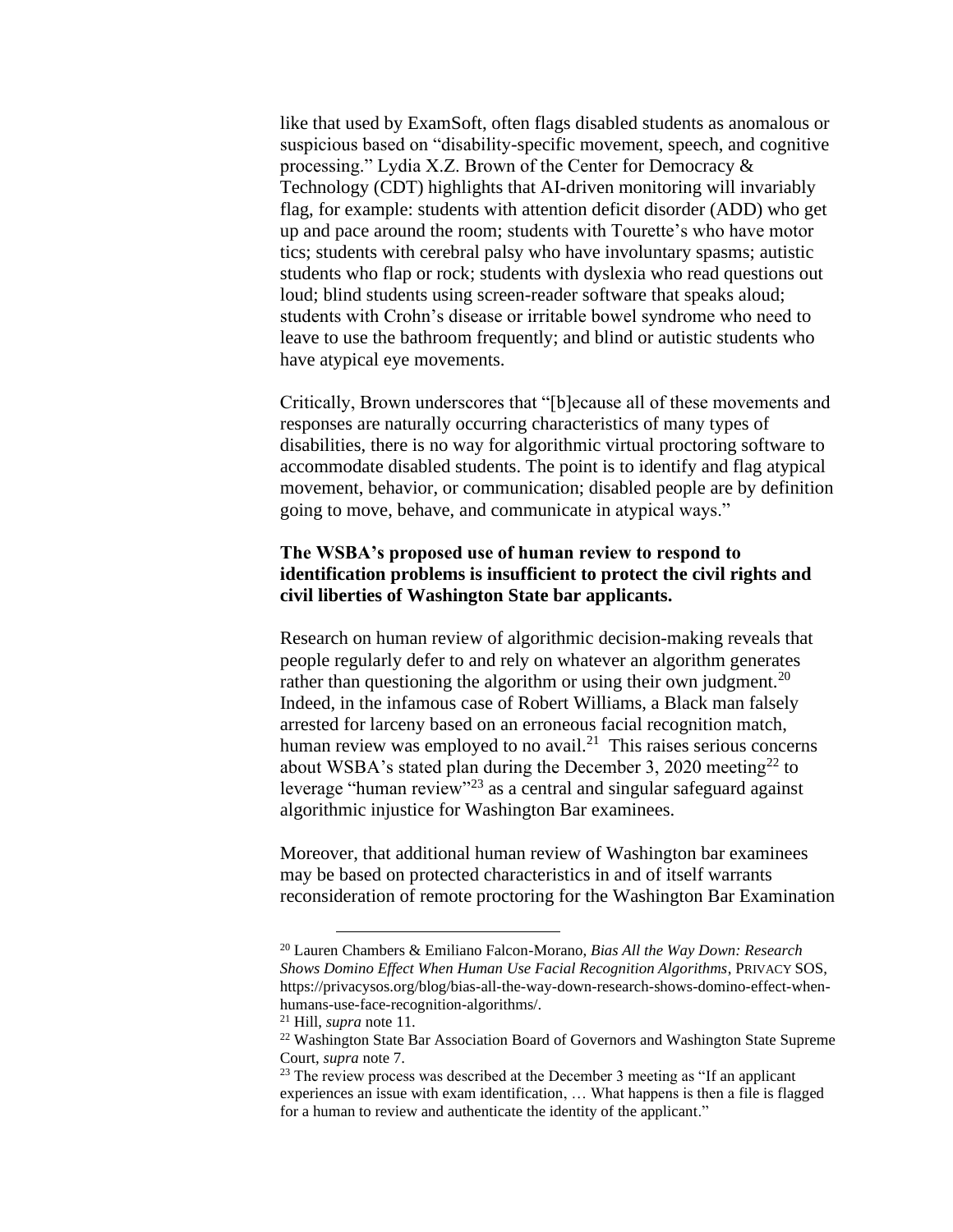like that used by ExamSoft, often flags disabled students as anomalous or suspicious based on "disability-specific movement, speech, and cognitive processing." Lydia X.Z. Brown of the Center for Democracy & Technology (CDT) highlights that AI-driven monitoring will invariably flag, for example: students with attention deficit disorder (ADD) who get up and pace around the room; students with Tourette's who have motor tics; students with cerebral palsy who have involuntary spasms; autistic students who flap or rock; students with dyslexia who read questions out loud; blind students using screen-reader software that speaks aloud; students with Crohn's disease or irritable bowel syndrome who need to leave to use the bathroom frequently; and blind or autistic students who have atypical eye movements.

Critically, Brown underscores that "[b]ecause all of these movements and responses are naturally occurring characteristics of many types of disabilities, there is no way for algorithmic virtual proctoring software to accommodate disabled students. The point is to identify and flag atypical movement, behavior, or communication; disabled people are by definition going to move, behave, and communicate in atypical ways."

**The WSBA's proposed use of human review to respond to identification problems is insufficient to protect the civil rights and civil liberties of Washington State bar applicants.**

Research on human review of algorithmic decision-making reveals that people regularly defer to and rely on whatever an algorithm generates rather than questioning the algorithm or using their own judgment.[20] Indeed, in the infamous case of Robert Williams, a Black man falsely arrested for larceny based on an erroneous facial recognition match, human review was employed to no avail.[21] This raises serious concerns about WSBA's stated plan during the December 3, 2020 meeting[22] to leverage "human review"[23] as a central and singular safeguard against algorithmic injustice for Washington Bar examinees.

Moreover, that additional human review of Washington bar examinees may be based on protected characteristics in and of itself warrants reconsideration of remote proctoring for the Washington Bar Examination

---

[20] Lauren Chambers & Emiliano Falcon-Morano, *Bias All the Way Down: Research Shows Domino Effect When Human Use Facial Recognition Algorithms*, PRIVACY SOS, https://privacysos.org/blog/bias-all-the-way-down-research-shows-domino-effect-when-humans-use-face-recognition-algorithms/.

[21] Hill, *supra* note 11.

[22] Washington State Bar Association Board of Governors and Washington State Supreme Court, *supra* note 7.

[23] The review process was described at the December 3 meeting as "If an applicant experiences an issue with exam identification, … What happens is then a file is flagged for a human to review and authenticate the identity of the applicant."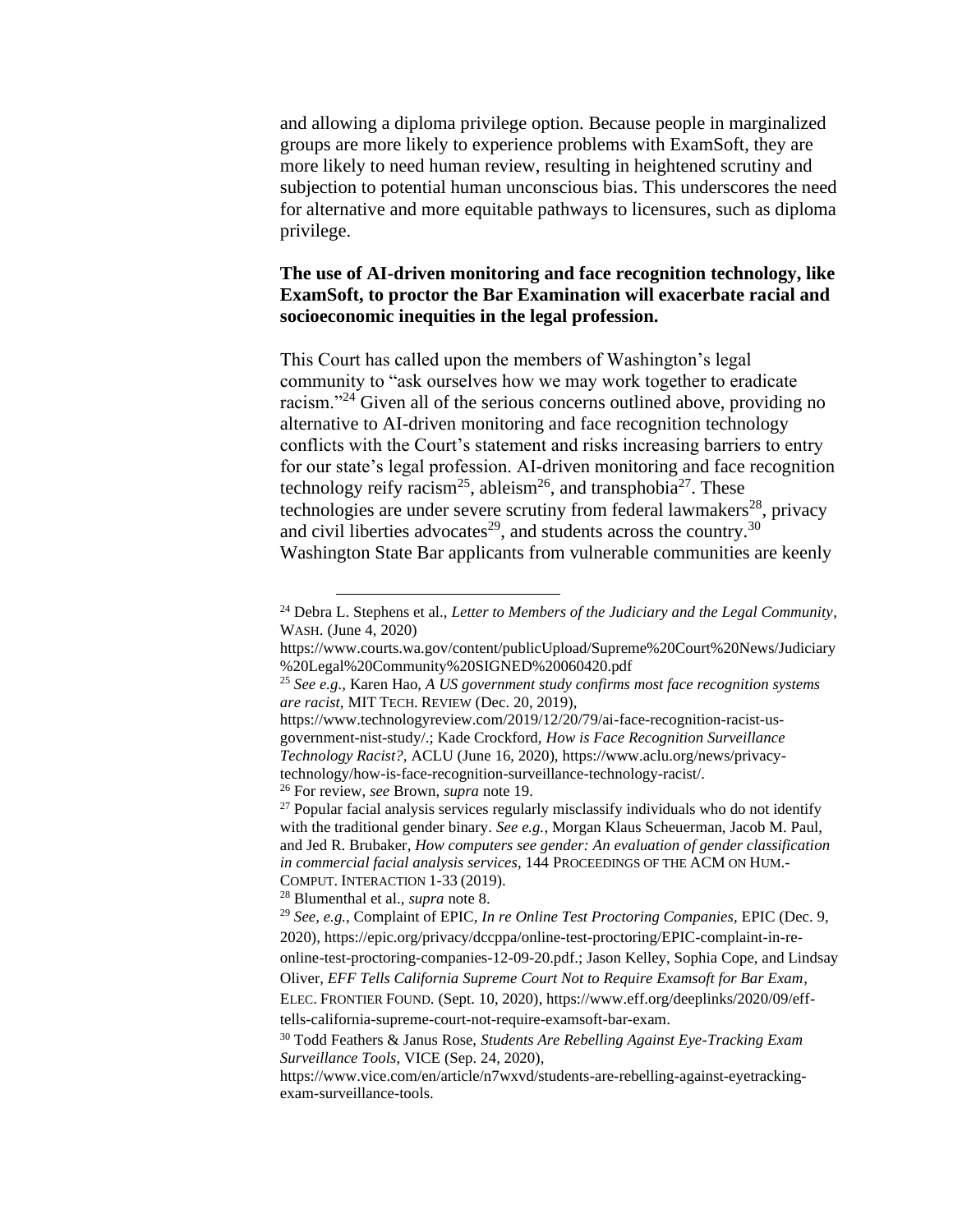and allowing a diploma privilege option. Because people in marginalized groups are more likely to experience problems with ExamSoft, they are more likely to need human review, resulting in heightened scrutiny and subjection to potential human unconscious bias. This underscores the need for alternative and more equitable pathways to licensures, such as diploma privilege.

**The use of AI-driven monitoring and face recognition technology, like ExamSoft, to proctor the Bar Examination will exacerbate racial and socioeconomic inequities in the legal profession.**

This Court has called upon the members of Washington's legal community to "ask ourselves how we may work together to eradicate racism."[24] Given all of the serious concerns outlined above, providing no alternative to AI-driven monitoring and face recognition technology conflicts with the Court's statement and risks increasing barriers to entry for our state's legal profession. AI-driven monitoring and face recognition technology reify racism[25], ableism[26], and transphobia[27]. These technologies are under severe scrutiny from federal lawmakers[28], privacy and civil liberties advocates[29], and students across the country.[30] Washington State Bar applicants from vulnerable communities are keenly

---

[24] Debra L. Stephens et al., *Letter to Members of the Judiciary and the Legal Community*, WASH. (June 4, 2020) https://www.courts.wa.gov/content/publicUpload/Supreme%20Court%20News/Judiciary%20Legal%20Community%20SIGNED%20060420.pdf

[25] *See e.g.*, Karen Hao, *A US government study confirms most face recognition systems are racist*, MIT TECH. REVIEW (Dec. 20, 2019), https://www.technologyreview.com/2019/12/20/79/ai-face-recognition-racist-us-government-nist-study/.; Kade Crockford, *How is Face Recognition Surveillance Technology Racist?*, ACLU (June 16, 2020), https://www.aclu.org/news/privacy-technology/how-is-face-recognition-surveillance-technology-racist/.

[26] For review, *see* Brown, *supra* note 19.

[27] Popular facial analysis services regularly misclassify individuals who do not identify with the traditional gender binary. *See e.g.*, Morgan Klaus Scheuerman, Jacob M. Paul, and Jed R. Brubaker, *How computers see gender: An evaluation of gender classification in commercial facial analysis services*, 144 PROCEEDINGS OF THE ACM ON HUM.-COMPUT. INTERACTION 1-33 (2019).

[28] Blumenthal et al., *supra* note 8.

[29] *See, e.g.*, Complaint of EPIC, *In re Online Test Proctoring Companies*, EPIC (Dec. 9, 2020), https://epic.org/privacy/dccppa/online-test-proctoring/EPIC-complaint-in-re-online-test-proctoring-companies-12-09-20.pdf.; Jason Kelley, Sophia Cope, and Lindsay Oliver, *EFF Tells California Supreme Court Not to Require Examsoft for Bar Exam*, ELEC. FRONTIER FOUND. (Sept. 10, 2020), https://www.eff.org/deeplinks/2020/09/eff-tells-california-supreme-court-not-require-examsoft-bar-exam.

[30] Todd Feathers & Janus Rose, *Students Are Rebelling Against Eye-Tracking Exam Surveillance Tools*, VICE (Sep. 24, 2020), https://www.vice.com/en/article/n7wxvd/students-are-rebelling-against-eyetracking-exam-surveillance-tools.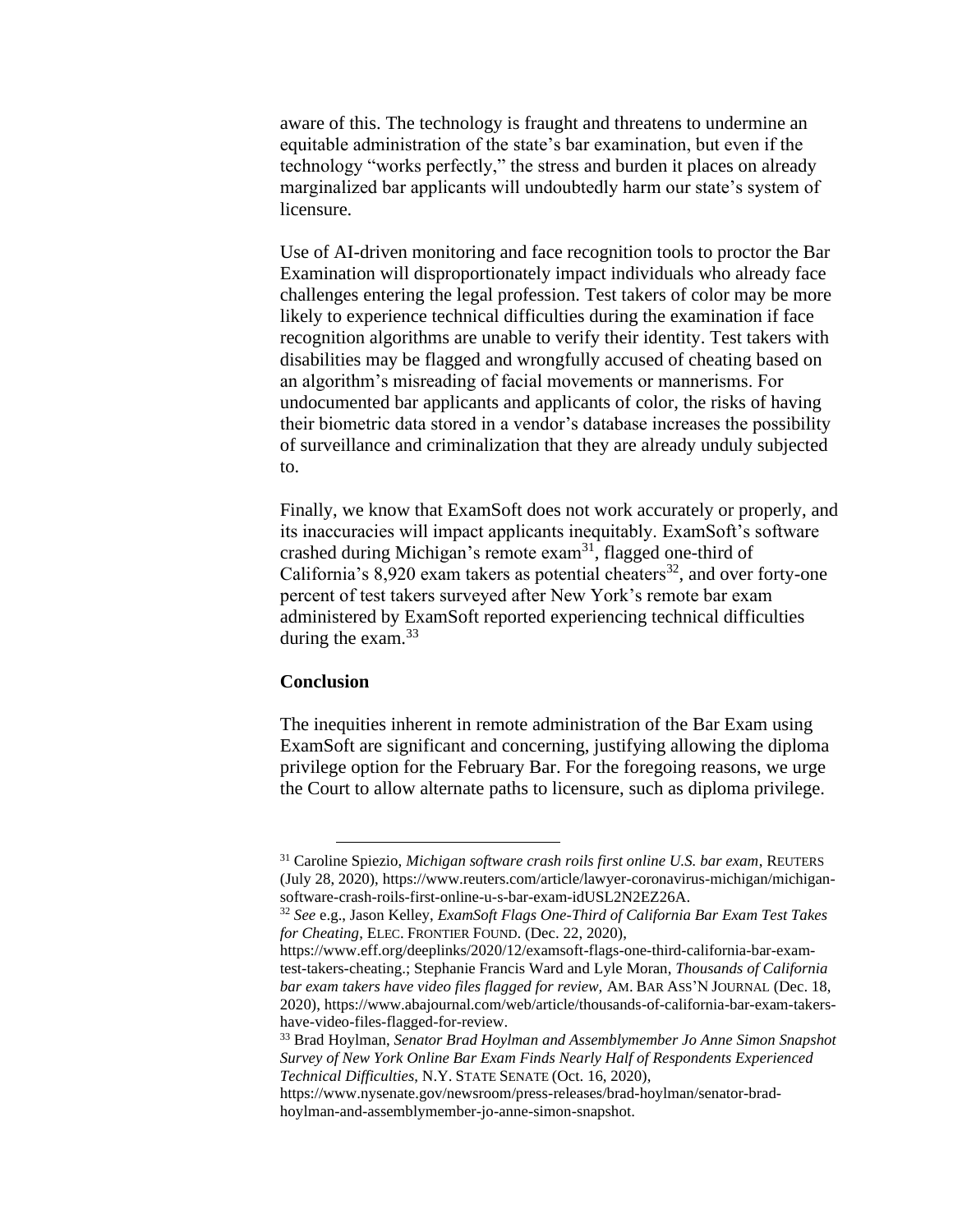aware of this. The technology is fraught and threatens to undermine an equitable administration of the state's bar examination, but even if the technology "works perfectly," the stress and burden it places on already marginalized bar applicants will undoubtedly harm our state's system of licensure.

Use of AI-driven monitoring and face recognition tools to proctor the Bar Examination will disproportionately impact individuals who already face challenges entering the legal profession. Test takers of color may be more likely to experience technical difficulties during the examination if face recognition algorithms are unable to verify their identity. Test takers with disabilities may be flagged and wrongfully accused of cheating based on an algorithm's misreading of facial movements or mannerisms. For undocumented bar applicants and applicants of color, the risks of having their biometric data stored in a vendor's database increases the possibility of surveillance and criminalization that they are already unduly subjected to.

Finally, we know that ExamSoft does not work accurately or properly, and its inaccuracies will impact applicants inequitably. ExamSoft's software crashed during Michigan's remote exam[31], flagged one-third of California's 8,920 exam takers as potential cheaters[32], and over forty-one percent of test takers surveyed after New York's remote bar exam administered by ExamSoft reported experiencing technical difficulties during the exam.[33]

**Conclusion**

The inequities inherent in remote administration of the Bar Exam using ExamSoft are significant and concerning, justifying allowing the diploma privilege option for the February Bar. For the foregoing reasons, we urge the Court to allow alternate paths to licensure, such as diploma privilege.

---

[31] Caroline Spiezio, *Michigan software crash roils first online U.S. bar exam*, REUTERS (July 28, 2020), https://www.reuters.com/article/lawyer-coronavirus-michigan/michigan-software-crash-roils-first-online-u-s-bar-exam-idUSL2N2EZ26A.

[32] *See* e.g., Jason Kelley, *ExamSoft Flags One-Third of California Bar Exam Test Takes for Cheating*, ELEC. FRONTIER FOUND. (Dec. 22, 2020), https://www.eff.org/deeplinks/2020/12/examsoft-flags-one-third-california-bar-exam-test-takers-cheating.; Stephanie Francis Ward and Lyle Moran, *Thousands of California bar exam takers have video files flagged for review*, AM. BAR ASS'N JOURNAL (Dec. 18, 2020), https://www.abajournal.com/web/article/thousands-of-california-bar-exam-takers-have-video-files-flagged-for-review.

[33] Brad Hoylman, *Senator Brad Hoylman and Assemblymember Jo Anne Simon Snapshot Survey of New York Online Bar Exam Finds Nearly Half of Respondents Experienced Technical Difficulties*, N.Y. STATE SENATE (Oct. 16, 2020), https://www.nysenate.gov/newsroom/press-releases/brad-hoylman/senator-brad-hoylman-and-assemblymember-jo-anne-simon-snapshot.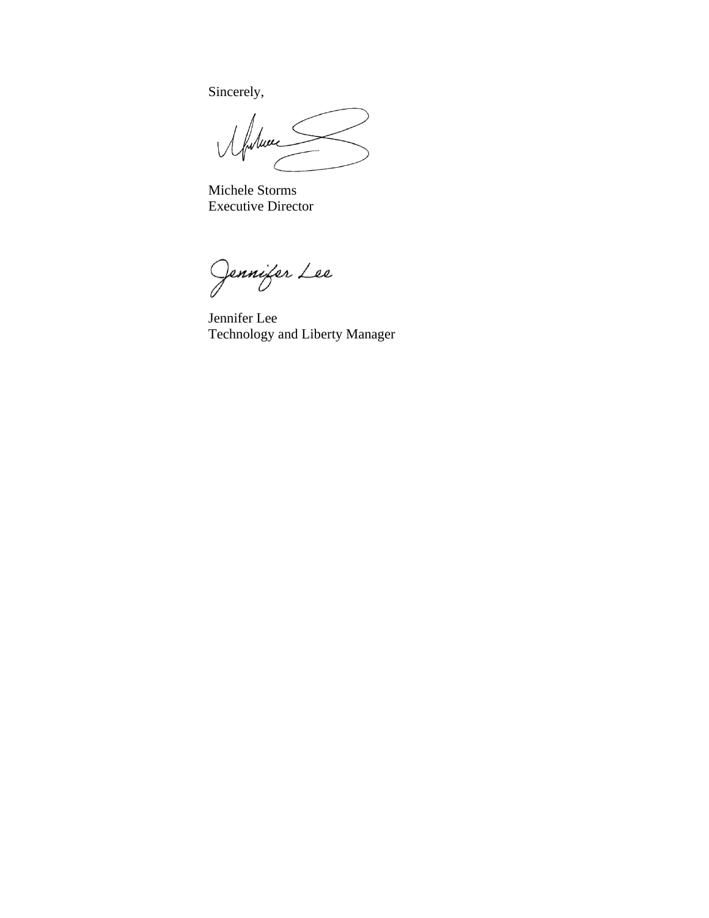Sincerely,

Michele Storms
Executive Director

Jennifer Lee
Technology and Liberty Manager